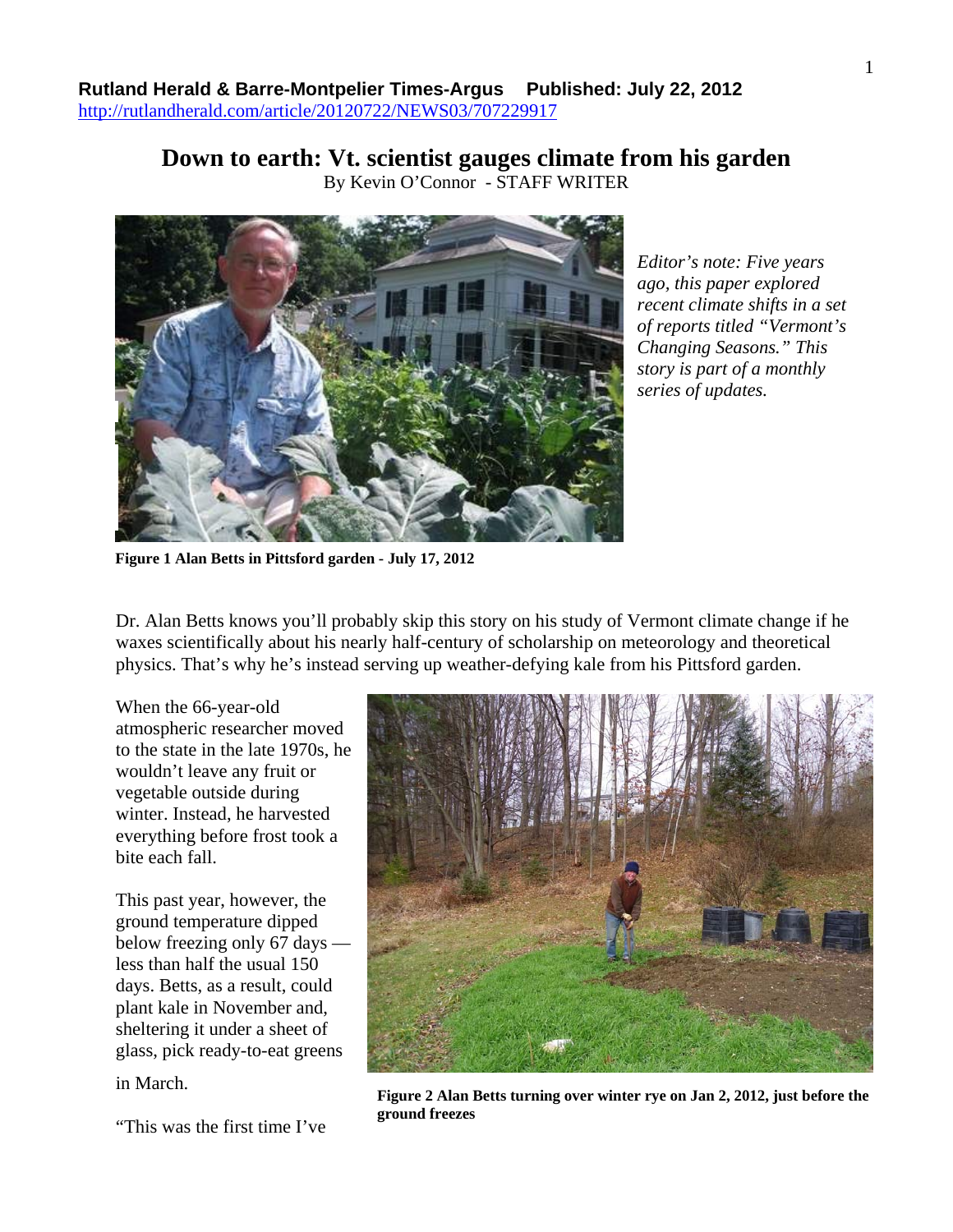**Rutland Herald & Barre-Montpelier Times-Argus    Published: July 22, 2012**
http://rutlandherald.com/article/20120722/NEWS03/707229917

# Down to earth: Vt. scientist gauges climate from his garden

By Kevin O'Connor - STAFF WRITER

*Editor's note: Five years ago, this paper explored recent climate shifts in a set of reports titled "Vermont's Changing Seasons." This story is part of a monthly series of updates.*

**Figure 1 Alan Betts in Pittsford garden - July 17, 2012**

Dr. Alan Betts knows you'll probably skip this story on his study of Vermont climate change if he waxes scientifically about his nearly half-century of scholarship on meteorology and theoretical physics. That's why he's instead serving up weather-defying kale from his Pittsford garden.

When the 66-year-old atmospheric researcher moved to the state in the late 1970s, he wouldn't leave any fruit or vegetable outside during winter. Instead, he harvested everything before frost took a bite each fall.

This past year, however, the ground temperature dipped below freezing only 67 days — less than half the usual 150 days. Betts, as a result, could plant kale in November and, sheltering it under a sheet of glass, pick ready-to-eat greens in March.

**Figure 2 Alan Betts turning over winter rye on Jan 2, 2012, just before the ground freezes**

"This was the first time I've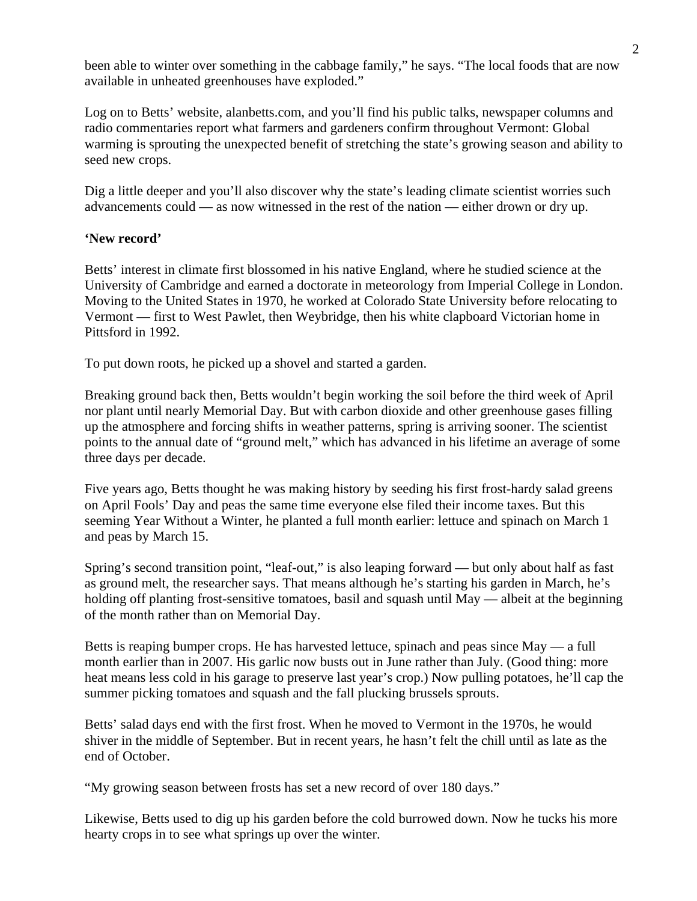been able to winter over something in the cabbage family," he says. "The local foods that are now available in unheated greenhouses have exploded."

Log on to Betts' website, alanbetts.com, and you'll find his public talks, newspaper columns and radio commentaries report what farmers and gardeners confirm throughout Vermont: Global warming is sprouting the unexpected benefit of stretching the state's growing season and ability to seed new crops.

Dig a little deeper and you'll also discover why the state's leading climate scientist worries such advancements could — as now witnessed in the rest of the nation — either drown or dry up.

**'New record'**

Betts' interest in climate first blossomed in his native England, where he studied science at the University of Cambridge and earned a doctorate in meteorology from Imperial College in London. Moving to the United States in 1970, he worked at Colorado State University before relocating to Vermont — first to West Pawlet, then Weybridge, then his white clapboard Victorian home in Pittsford in 1992.

To put down roots, he picked up a shovel and started a garden.

Breaking ground back then, Betts wouldn't begin working the soil before the third week of April nor plant until nearly Memorial Day. But with carbon dioxide and other greenhouse gases filling up the atmosphere and forcing shifts in weather patterns, spring is arriving sooner. The scientist points to the annual date of "ground melt," which has advanced in his lifetime an average of some three days per decade.

Five years ago, Betts thought he was making history by seeding his first frost-hardy salad greens on April Fools' Day and peas the same time everyone else filed their income taxes. But this seeming Year Without a Winter, he planted a full month earlier: lettuce and spinach on March 1 and peas by March 15.

Spring's second transition point, "leaf-out," is also leaping forward — but only about half as fast as ground melt, the researcher says. That means although he's starting his garden in March, he's holding off planting frost-sensitive tomatoes, basil and squash until May — albeit at the beginning of the month rather than on Memorial Day.

Betts is reaping bumper crops. He has harvested lettuce, spinach and peas since May — a full month earlier than in 2007. His garlic now busts out in June rather than July. (Good thing: more heat means less cold in his garage to preserve last year's crop.) Now pulling potatoes, he'll cap the summer picking tomatoes and squash and the fall plucking brussels sprouts.

Betts' salad days end with the first frost. When he moved to Vermont in the 1970s, he would shiver in the middle of September. But in recent years, he hasn't felt the chill until as late as the end of October.

"My growing season between frosts has set a new record of over 180 days."

Likewise, Betts used to dig up his garden before the cold burrowed down. Now he tucks his more hearty crops in to see what springs up over the winter.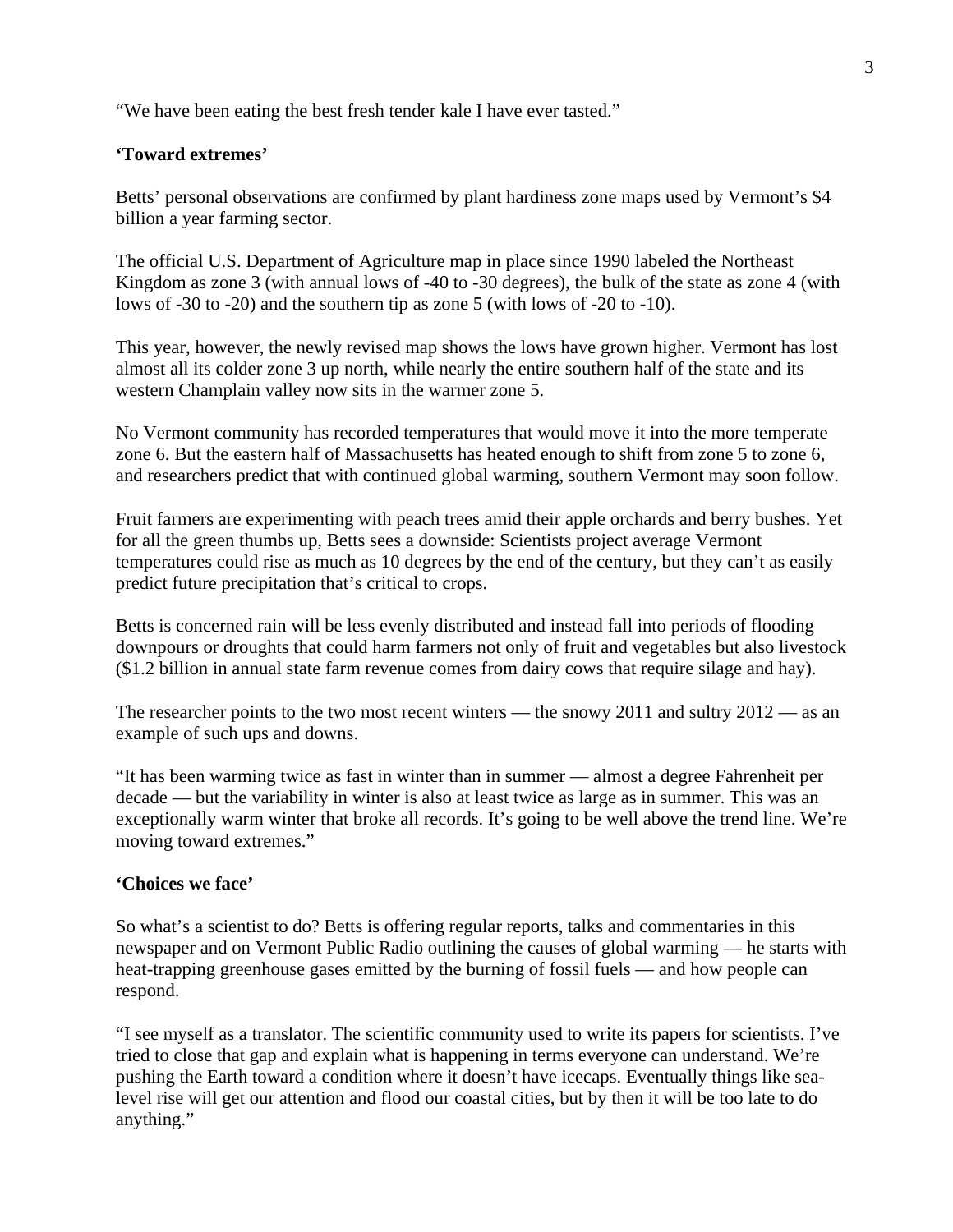“We have been eating the best fresh tender kale I have ever tasted.”

**‘Toward extremes’**

Betts’ personal observations are confirmed by plant hardiness zone maps used by Vermont’s $4 billion a year farming sector.

The official U.S. Department of Agriculture map in place since 1990 labeled the Northeast Kingdom as zone 3 (with annual lows of -40 to -30 degrees), the bulk of the state as zone 4 (with lows of -30 to -20) and the southern tip as zone 5 (with lows of -20 to -10).

This year, however, the newly revised map shows the lows have grown higher. Vermont has lost almost all its colder zone 3 up north, while nearly the entire southern half of the state and its western Champlain valley now sits in the warmer zone 5.

No Vermont community has recorded temperatures that would move it into the more temperate zone 6. But the eastern half of Massachusetts has heated enough to shift from zone 5 to zone 6, and researchers predict that with continued global warming, southern Vermont may soon follow.

Fruit farmers are experimenting with peach trees amid their apple orchards and berry bushes. Yet for all the green thumbs up, Betts sees a downside: Scientists project average Vermont temperatures could rise as much as 10 degrees by the end of the century, but they can’t as easily predict future precipitation that’s critical to crops.

Betts is concerned rain will be less evenly distributed and instead fall into periods of flooding downpours or droughts that could harm farmers not only of fruit and vegetables but also livestock ($1.2 billion in annual state farm revenue comes from dairy cows that require silage and hay).

The researcher points to the two most recent winters — the snowy 2011 and sultry 2012 — as an example of such ups and downs.

“It has been warming twice as fast in winter than in summer — almost a degree Fahrenheit per decade — but the variability in winter is also at least twice as large as in summer. This was an exceptionally warm winter that broke all records. It’s going to be well above the trend line. We’re moving toward extremes.”

**‘Choices we face’**

So what’s a scientist to do? Betts is offering regular reports, talks and commentaries in this newspaper and on Vermont Public Radio outlining the causes of global warming — he starts with heat-trapping greenhouse gases emitted by the burning of fossil fuels — and how people can respond.

“I see myself as a translator. The scientific community used to write its papers for scientists. I’ve tried to close that gap and explain what is happening in terms everyone can understand. We’re pushing the Earth toward a condition where it doesn’t have icecaps. Eventually things like sea-level rise will get our attention and flood our coastal cities, but by then it will be too late to do anything.”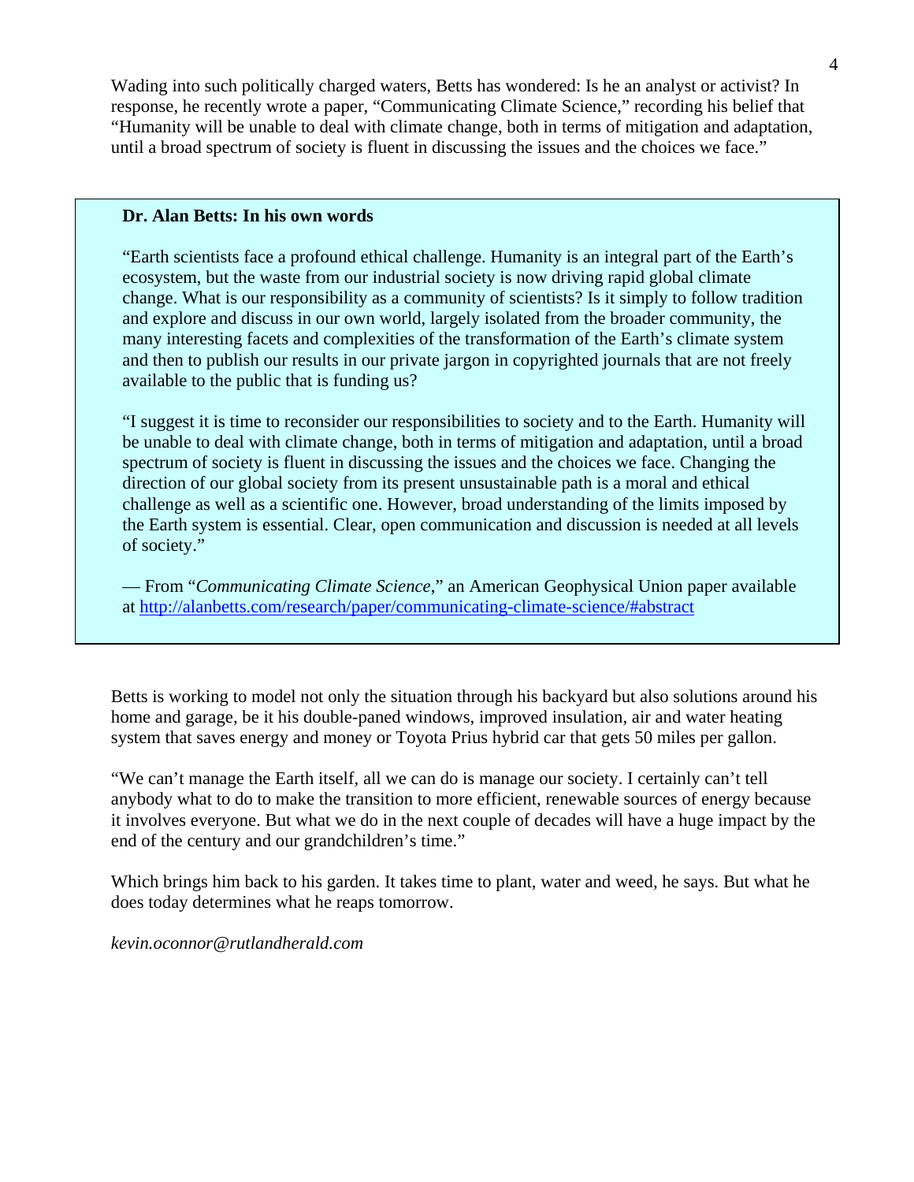Wading into such politically charged waters, Betts has wondered: Is he an analyst or activist? In response, he recently wrote a paper, "Communicating Climate Science," recording his belief that "Humanity will be unable to deal with climate change, both in terms of mitigation and adaptation, until a broad spectrum of society is fluent in discussing the issues and the choices we face."

**Dr. Alan Betts: In his own words**

"Earth scientists face a profound ethical challenge. Humanity is an integral part of the Earth's ecosystem, but the waste from our industrial society is now driving rapid global climate change. What is our responsibility as a community of scientists? Is it simply to follow tradition and explore and discuss in our own world, largely isolated from the broader community, the many interesting facets and complexities of the transformation of the Earth's climate system and then to publish our results in our private jargon in copyrighted journals that are not freely available to the public that is funding us?

"I suggest it is time to reconsider our responsibilities to society and to the Earth. Humanity will be unable to deal with climate change, both in terms of mitigation and adaptation, until a broad spectrum of society is fluent in discussing the issues and the choices we face. Changing the direction of our global society from its present unsustainable path is a moral and ethical challenge as well as a scientific one. However, broad understanding of the limits imposed by the Earth system is essential. Clear, open communication and discussion is needed at all levels of society."

— From "*Communicating Climate Science*," an American Geophysical Union paper available at http://alanbetts.com/research/paper/communicating-climate-science/#abstract

Betts is working to model not only the situation through his backyard but also solutions around his home and garage, be it his double-paned windows, improved insulation, air and water heating system that saves energy and money or Toyota Prius hybrid car that gets 50 miles per gallon.

"We can't manage the Earth itself, all we can do is manage our society. I certainly can't tell anybody what to do to make the transition to more efficient, renewable sources of energy because it involves everyone. But what we do in the next couple of decades will have a huge impact by the end of the century and our grandchildren's time."

Which brings him back to his garden. It takes time to plant, water and weed, he says. But what he does today determines what he reaps tomorrow.

*kevin.oconnor@rutlandherald.com*